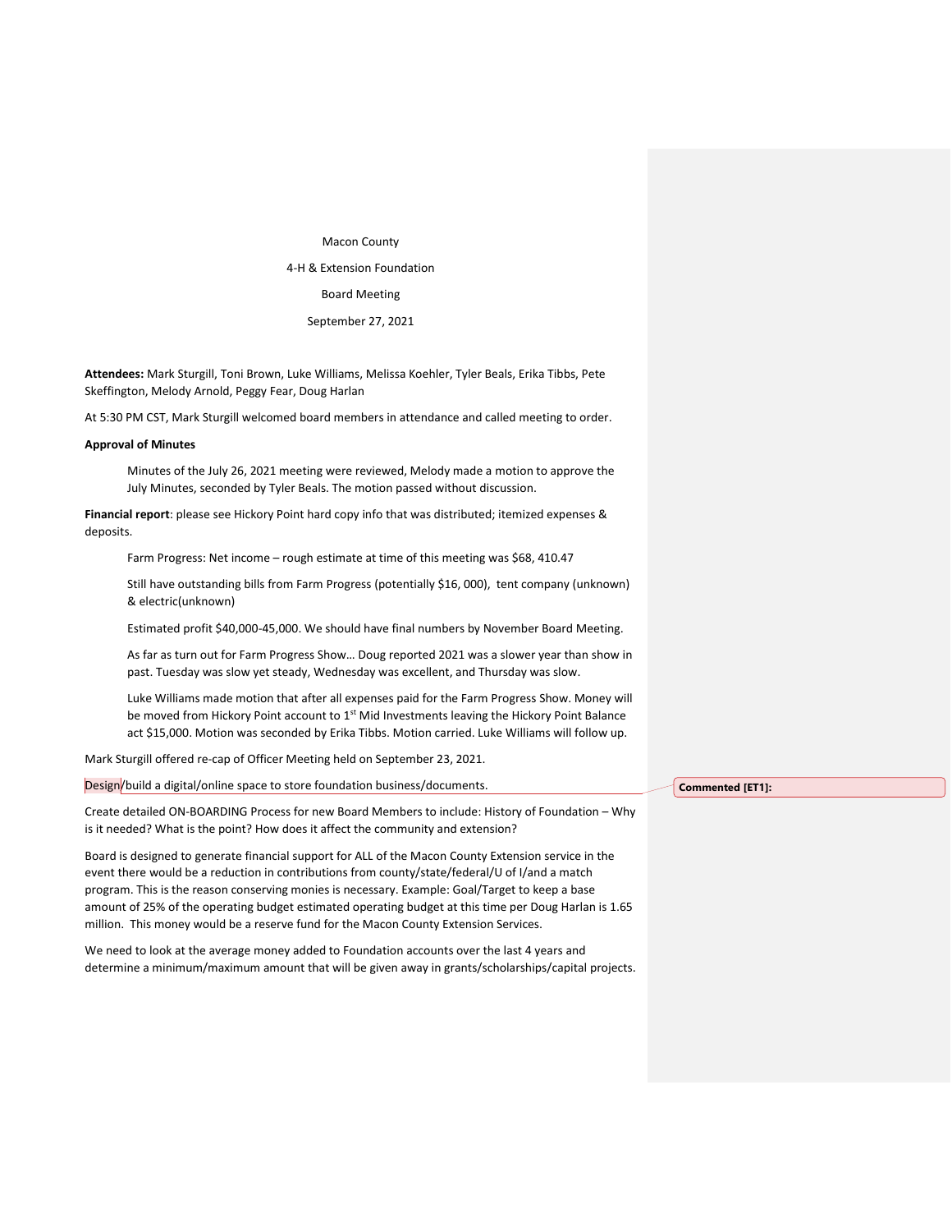Macon County

4-H & Extension Foundation

Board Meeting

September 27, 2021

**Attendees:** Mark Sturgill, Toni Brown, Luke Williams, Melissa Koehler, Tyler Beals, Erika Tibbs, Pete Skeffington, Melody Arnold, Peggy Fear, Doug Harlan

At 5:30 PM CST, Mark Sturgill welcomed board members in attendance and called meeting to order.

**Approval of Minutes**

Minutes of the July 26, 2021 meeting were reviewed, Melody made a motion to approve the July Minutes, seconded by Tyler Beals. The motion passed without discussion.

**Financial report**: please see Hickory Point hard copy info that was distributed; itemized expenses & deposits.

Farm Progress: Net income – rough estimate at time of this meeting was $68, 410.47

Still have outstanding bills from Farm Progress (potentially $16, 000), tent company (unknown) & electric(unknown)

Estimated profit $40,000-45,000. We should have final numbers by November Board Meeting.

As far as turn out for Farm Progress Show… Doug reported 2021 was a slower year than show in past. Tuesday was slow yet steady, Wednesday was excellent, and Thursday was slow.

Luke Williams made motion that after all expenses paid for the Farm Progress Show. Money will be moved from Hickory Point account to 1st Mid Investments leaving the Hickory Point Balance act $15,000. Motion was seconded by Erika Tibbs. Motion carried. Luke Williams will follow up.

Mark Sturgill offered re-cap of Officer Meeting held on September 23, 2021.

Design/build a digital/online space to store foundation business/documents.

Create detailed ON-BOARDING Process for new Board Members to include: History of Foundation – Why is it needed? What is the point? How does it affect the community and extension?

Board is designed to generate financial support for ALL of the Macon County Extension service in the event there would be a reduction in contributions from county/state/federal/U of I/and a match program. This is the reason conserving monies is necessary. Example: Goal/Target to keep a base amount of 25% of the operating budget estimated operating budget at this time per Doug Harlan is 1.65 million. This money would be a reserve fund for the Macon County Extension Services.

We need to look at the average money added to Foundation accounts over the last 4 years and determine a minimum/maximum amount that will be given away in grants/scholarships/capital projects.

**Commented [ET1]:**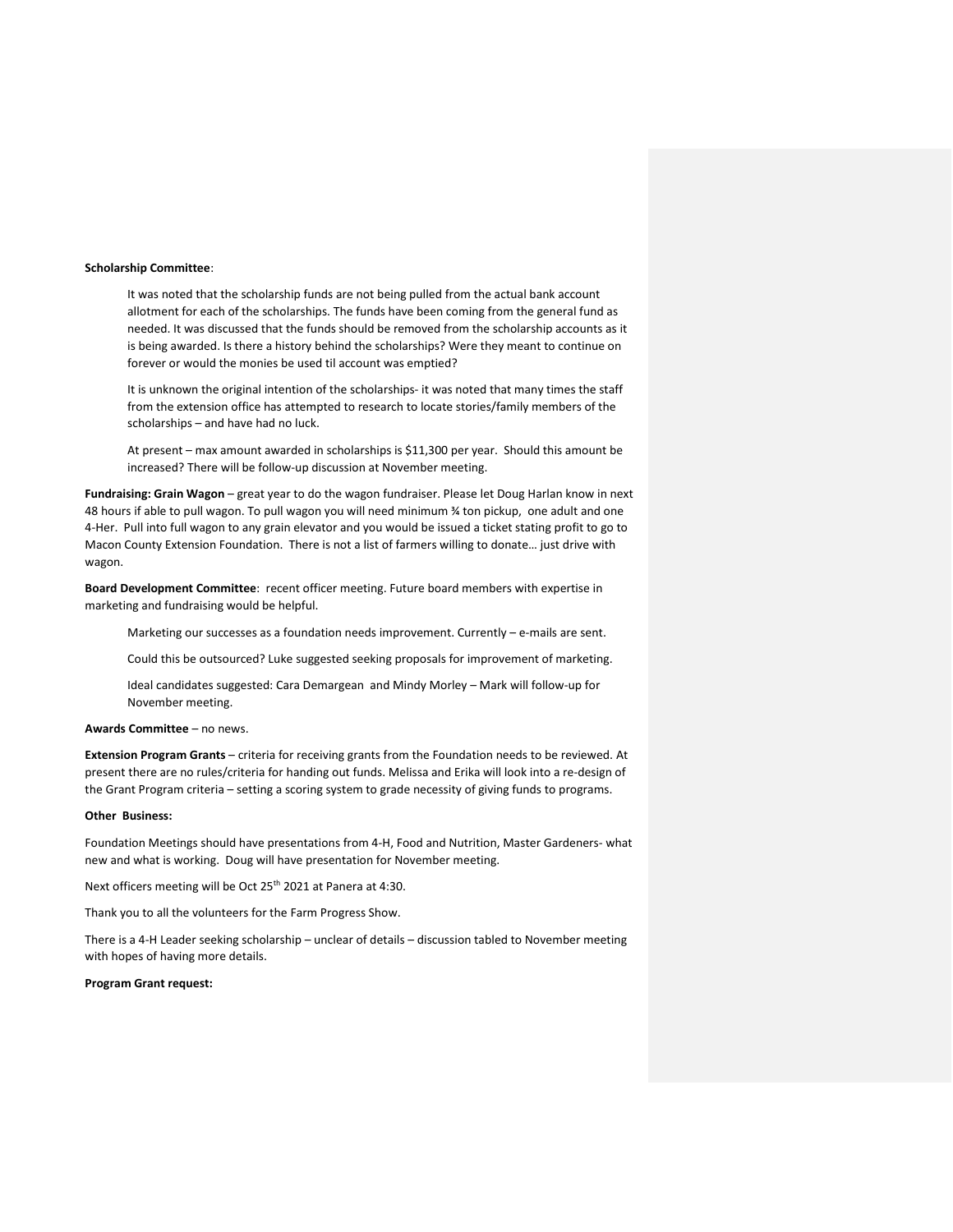**Scholarship Committee**:

It was noted that the scholarship funds are not being pulled from the actual bank account allotment for each of the scholarships. The funds have been coming from the general fund as needed. It was discussed that the funds should be removed from the scholarship accounts as it is being awarded. Is there a history behind the scholarships? Were they meant to continue on forever or would the monies be used til account was emptied?

It is unknown the original intention of the scholarships- it was noted that many times the staff from the extension office has attempted to research to locate stories/family members of the scholarships – and have had no luck.

At present – max amount awarded in scholarships is $11,300 per year. Should this amount be increased? There will be follow-up discussion at November meeting.

**Fundraising: Grain Wagon** – great year to do the wagon fundraiser. Please let Doug Harlan know in next 48 hours if able to pull wagon. To pull wagon you will need minimum ¾ ton pickup, one adult and one 4-Her. Pull into full wagon to any grain elevator and you would be issued a ticket stating profit to go to Macon County Extension Foundation. There is not a list of farmers willing to donate… just drive with wagon.

**Board Development Committee**: recent officer meeting. Future board members with expertise in marketing and fundraising would be helpful.

Marketing our successes as a foundation needs improvement. Currently – e-mails are sent.

Could this be outsourced? Luke suggested seeking proposals for improvement of marketing.

Ideal candidates suggested: Cara Demargean and Mindy Morley – Mark will follow-up for November meeting.

**Awards Committee** – no news.

**Extension Program Grants** – criteria for receiving grants from the Foundation needs to be reviewed. At present there are no rules/criteria for handing out funds. Melissa and Erika will look into a re-design of the Grant Program criteria – setting a scoring system to grade necessity of giving funds to programs.

**Other Business:**

Foundation Meetings should have presentations from 4-H, Food and Nutrition, Master Gardeners- what new and what is working. Doug will have presentation for November meeting.

Next officers meeting will be Oct 25th 2021 at Panera at 4:30.

Thank you to all the volunteers for the Farm Progress Show.

There is a 4-H Leader seeking scholarship – unclear of details – discussion tabled to November meeting with hopes of having more details.

**Program Grant request:**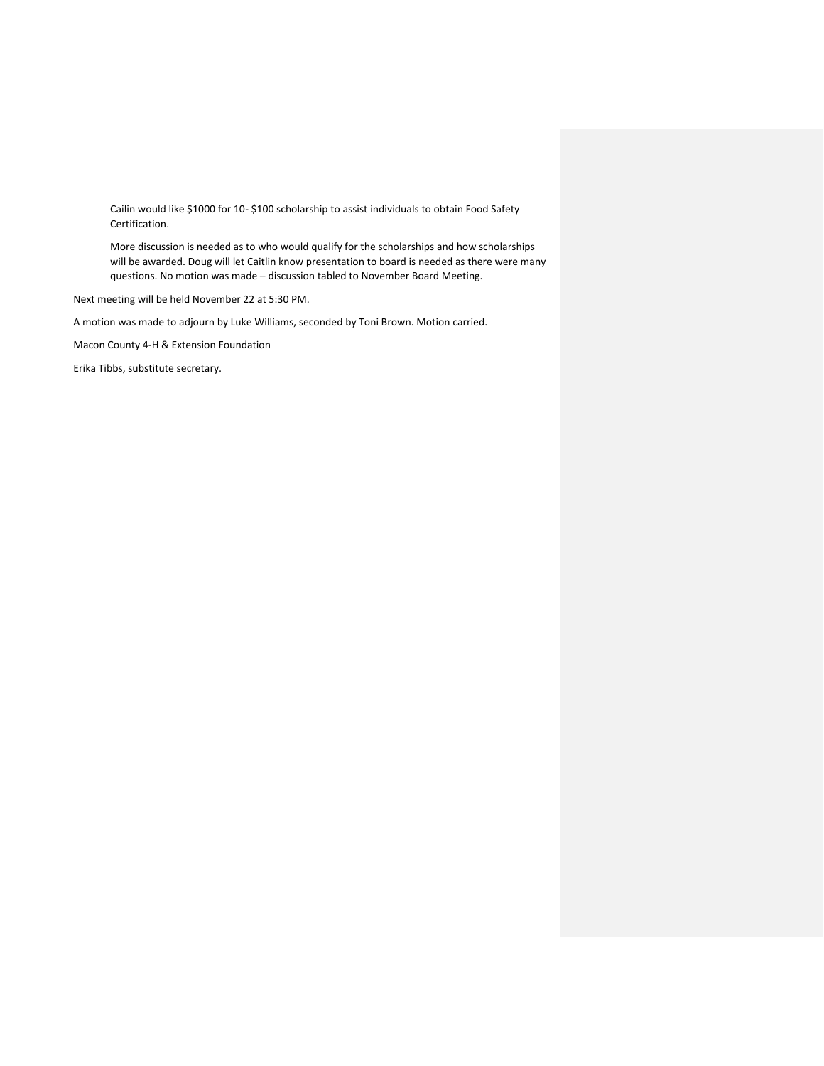Cailin would like $1000 for 10- $100 scholarship to assist individuals to obtain Food Safety Certification.

More discussion is needed as to who would qualify for the scholarships and how scholarships will be awarded. Doug will let Caitlin know presentation to board is needed as there were many questions. No motion was made – discussion tabled to November Board Meeting.

Next meeting will be held November 22 at 5:30 PM.

A motion was made to adjourn by Luke Williams, seconded by Toni Brown. Motion carried.

Macon County 4-H & Extension Foundation

Erika Tibbs, substitute secretary.